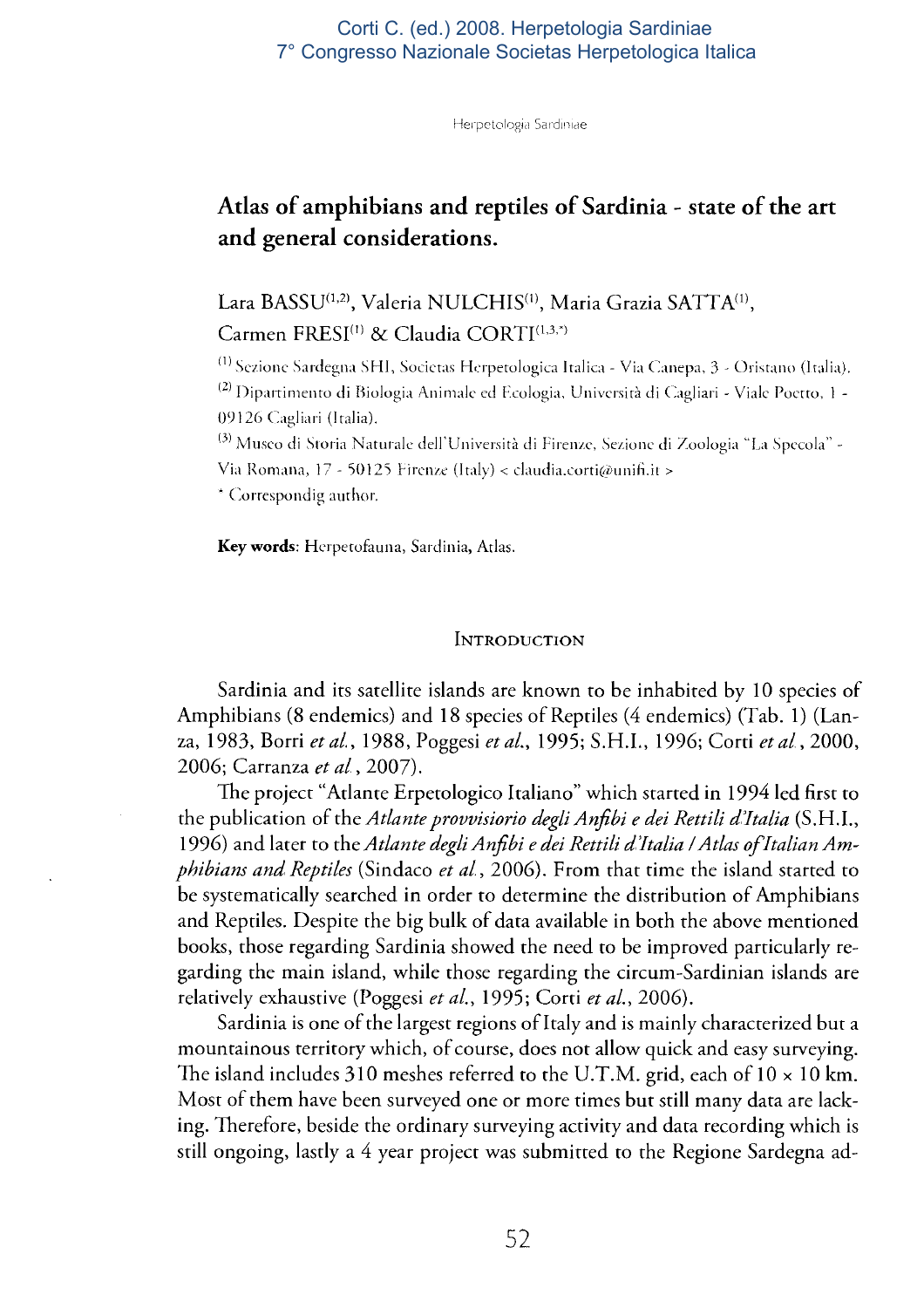# Atlas of amphibians and reptiles of Sardinia - state of the art and general considerations.

Lara BASSU[1,2], Valeria NULCHIS[1], Maria Grazia SATTA[1], Carmen FRESI[1] & Claudia CORTI[1,3,*]

[1] Sezione Sardegna SHI, Societas Herpetologica Italica - Via Canepa, 3 - Oristano (Italia).
[2] Dipartimento di Biologia Animale ed Ecologia, Università di Cagliari - Viale Poetto, 1 - 09126 Cagliari (Italia).
[3] Museo di Storia Naturale dell'Università di Firenze, Sezione di Zoologia "La Specola" - Via Romana, 17 - 50125 Firenze (Italy) < claudia.corti@unifi.it >
* Correspondig author.

**Key words**: Herpetofauna, Sardinia, Atlas.

## Introduction

Sardinia and its satellite islands are known to be inhabited by 10 species of Amphibians (8 endemics) and 18 species of Reptiles (4 endemics) (Tab. 1) (Lanza, 1983, Borri *et al.*, 1988, Poggesi *et al.*, 1995; S.H.I., 1996; Corti *et al.*, 2000, 2006; Carranza *et al.*, 2007).

The project "Atlante Erpetologico Italiano" which started in 1994 led first to the publication of the *Atlante provvisiorio degli Anfibi e dei Rettili d'Italia* (S.H.I., 1996) and later to the *Atlante degli Anfibi e dei Rettili d'Italia / Atlas of Italian Amphibians and Reptiles* (Sindaco *et al.*, 2006). From that time the island started to be systematically searched in order to determine the distribution of Amphibians and Reptiles. Despite the big bulk of data available in both the above mentioned books, those regarding Sardinia showed the need to be improved particularly regarding the main island, while those regarding the circum-Sardinian islands are relatively exhaustive (Poggesi *et al.*, 1995; Corti *et al.*, 2006).

Sardinia is one of the largest regions of Italy and is mainly characterized but a mountainous territory which, of course, does not allow quick and easy surveying. The island includes 310 meshes referred to the U.T.M. grid, each of 10 × 10 km. Most of them have been surveyed one or more times but still many data are lacking. Therefore, beside the ordinary surveying activity and data recording which is still ongoing, lastly a 4 year project was submitted to the Regione Sardegna ad-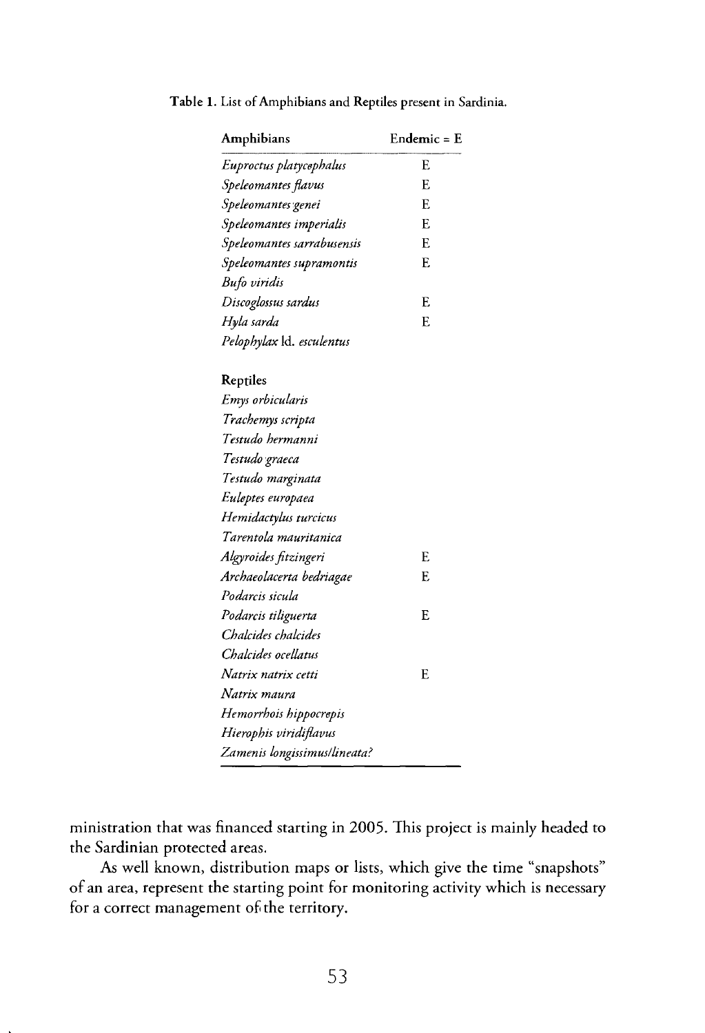**Table 1.** List of Amphibians and Reptiles present in Sardinia.

| Amphibians | Endemic = E |
|---|---|
| *Euproctus platycephalus* | E |
| *Speleomantes flavus* | E |
| *Speleomantes genei* | E |
| *Speleomantes imperialis* | E |
| *Speleomantes sarrabusensis* | E |
| *Speleomantes supramontis* | E |
| *Bufo viridis* | |
| *Discoglossus sardus* | E |
| *Hyla sarda* | E |
| *Pelophylax* kl. *esculentus* | |
| **Reptiles** | |
| *Emys orbicularis* | |
| *Trachemys scripta* | |
| *Testudo hermanni* | |
| *Testudo graeca* | |
| *Testudo marginata* | |
| *Euleptes europaea* | |
| *Hemidactylus turcicus* | |
| *Tarentola mauritanica* | |
| *Algyroides fitzingeri* | E |
| *Archaeolacerta bedriagae* | E |
| *Podarcis sicula* | |
| *Podarcis tiliguerta* | E |
| *Chalcides chalcides* | |
| *Chalcides ocellatus* | |
| *Natrix natrix cetti* | E |
| *Natrix maura* | |
| *Hemorrhois hippocrepis* | |
| *Hierophis viridiflavus* | |
| *Zamenis longissimus/lineata?* | |

ministration that was financed starting in 2005. This project is mainly headed to the Sardinian protected areas.

As well known, distribution maps or lists, which give the time "snapshots" of an area, represent the starting point for monitoring activity which is necessary for a correct management of the territory.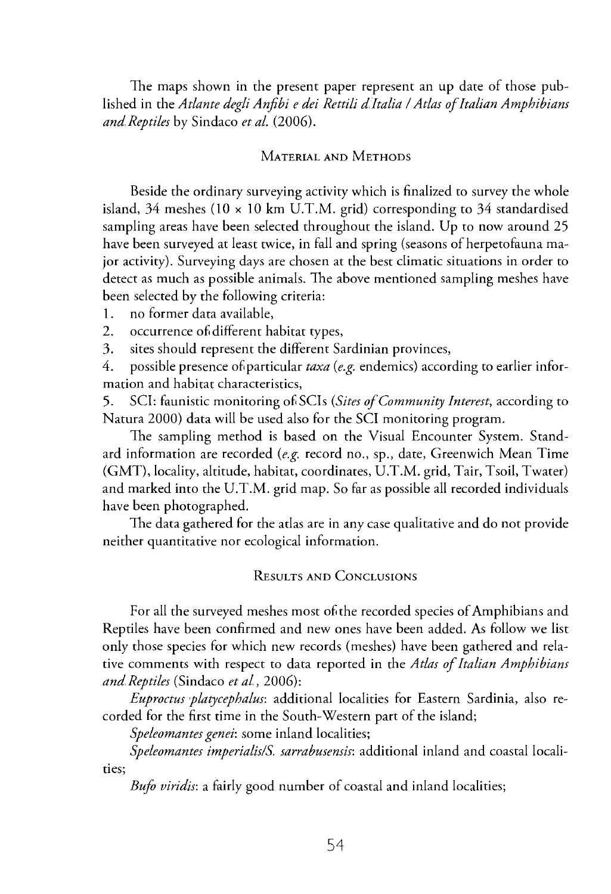The maps shown in the present paper represent an up date of those published in the *Atlante degli Anfibi e dei Rettili d'Italia / Atlas of Italian Amphibians and Reptiles* by Sindaco *et al.* (2006).

## Material and Methods

Beside the ordinary surveying activity which is finalized to survey the whole island, 34 meshes (10 × 10 km U.T.M. grid) corresponding to 34 standardised sampling areas have been selected throughout the island. Up to now around 25 have been surveyed at least twice, in fall and spring (seasons of herpetofauna major activity). Surveying days are chosen at the best climatic situations in order to detect as much as possible animals. The above mentioned sampling meshes have been selected by the following criteria:

1. no former data available,
2. occurrence of different habitat types,
3. sites should represent the different Sardinian provinces,
4. possible presence of particular *taxa* (*e.g.* endemics) according to earlier information and habitat characteristics,
5. SCI: faunistic monitoring of SCIs (*Sites of Community Interest*, according to Natura 2000) data will be used also for the SCI monitoring program.

The sampling method is based on the Visual Encounter System. Standard information are recorded (*e.g.* record no., sp., date, Greenwich Mean Time (GMT), locality, altitude, habitat, coordinates, U.T.M. grid, Tair, Tsoil, Twater) and marked into the U.T.M. grid map. So far as possible all recorded individuals have been photographed.

The data gathered for the atlas are in any case qualitative and do not provide neither quantitative nor ecological information.

## Results and Conclusions

For all the surveyed meshes most of the recorded species of Amphibians and Reptiles have been confirmed and new ones have been added. As follow we list only those species for which new records (meshes) have been gathered and relative comments with respect to data reported in the *Atlas of Italian Amphibians and Reptiles* (Sindaco *et al.*, 2006):

*Euproctus platycephalus*: additional localities for Eastern Sardinia, also recorded for the first time in the South-Western part of the island;

*Speleomantes genei*: some inland localities;

*Speleomantes imperialis/S. sarrabusensis*: additional inland and coastal localities;

*Bufo viridis*: a fairly good number of coastal and inland localities;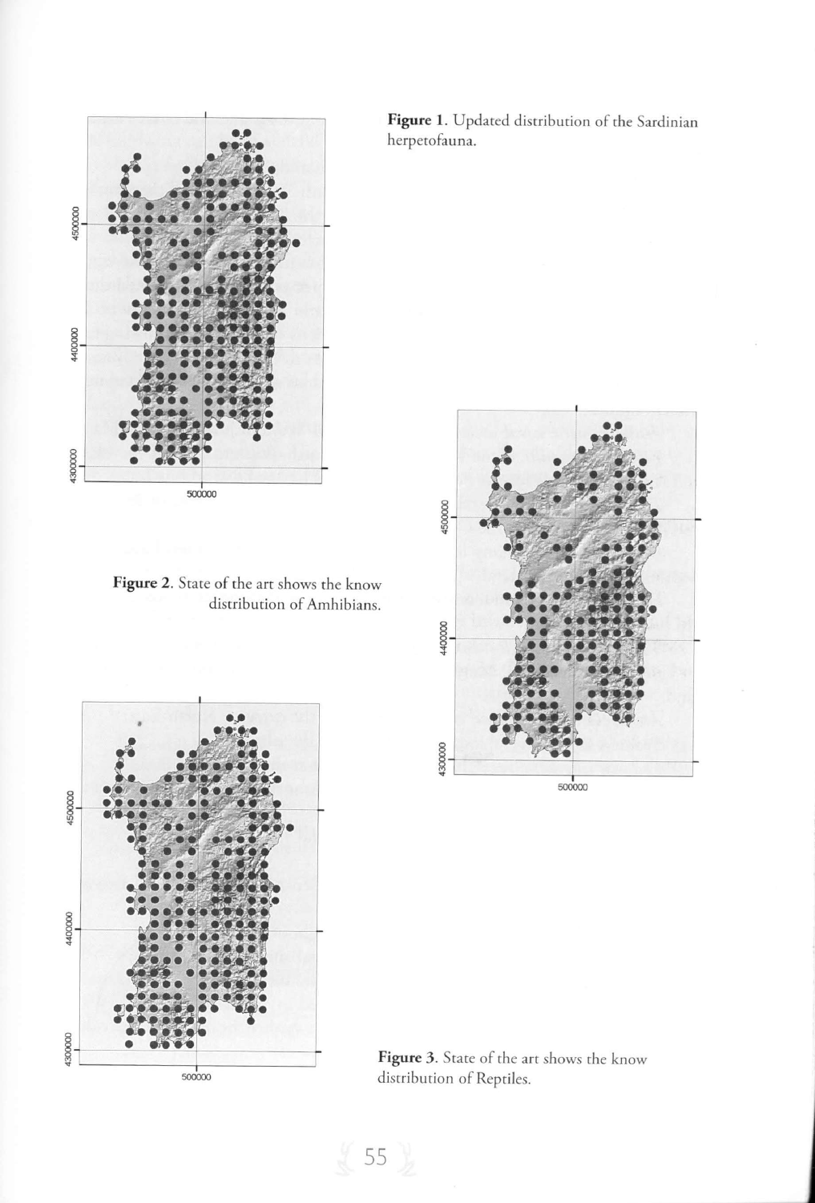**Figure 1**. Updated distribution of the Sardinian herpetofauna.

**Figure 2**. State of the art shows the know distribution of Amhibians.

**Figure 3**. State of the art shows the know distribution of Reptiles.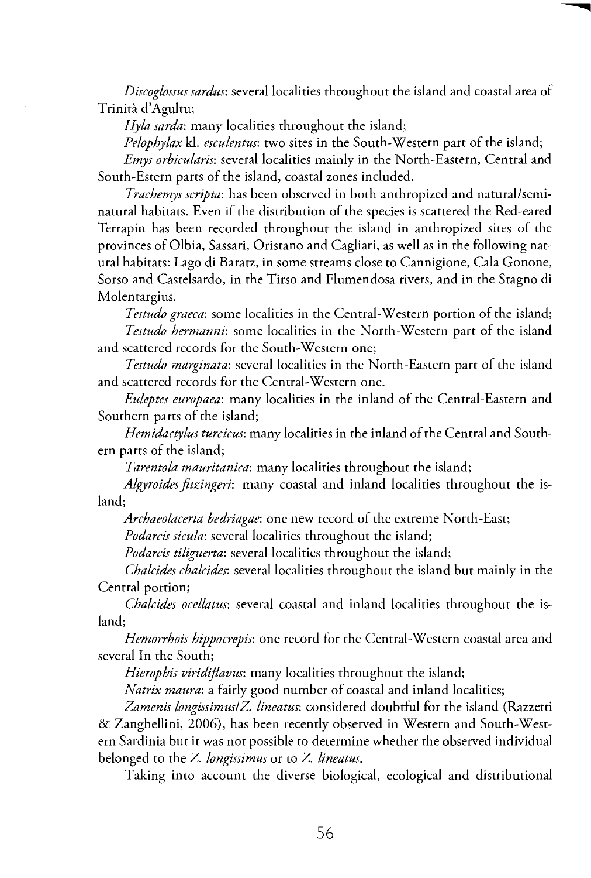*Discoglossus sardus*: several localities throughout the island and coastal area of Trinità d'Agultu;

*Hyla sarda*: many localities throughout the island;

*Pelophylax* kl. *esculentus*: two sites in the South-Western part of the island;

*Emys orbicularis*: several localities mainly in the North-Eastern, Central and South-Estern parts of the island, coastal zones included.

*Trachemys scripta*: has been observed in both anthropized and natural/semi-natural habitats. Even if the distribution of the species is scattered the Red-eared Terrapin has been recorded throughout the island in anthropized sites of the provinces of Olbia, Sassari, Oristano and Cagliari, as well as in the following natural habitats: Lago di Baratz, in some streams close to Cannigione, Cala Gonone, Sorso and Castelsardo, in the Tirso and Flumendosa rivers, and in the Stagno di Molentargius.

*Testudo graeca*: some localities in the Central-Western portion of the island;

*Testudo hermanni*: some localities in the North-Western part of the island and scattered records for the South-Western one;

*Testudo marginata*: several localities in the North-Eastern part of the island and scattered records for the Central-Western one.

*Euleptes europaea*: many localities in the inland of the Central-Eastern and Southern parts of the island;

*Hemidactylus turcicus*: many localities in the inland of the Central and Southern parts of the island;

*Tarentola mauritanica*: many localities throughout the island;

*Algyroides fitzingeri*: many coastal and inland localities throughout the island;

*Archaeolacerta bedriagae*: one new record of the extreme North-East;

*Podarcis sicula*: several localities throughout the island;

*Podarcis tiliguerta*: several localities throughout the island;

*Chalcides chalcides*: several localities throughout the island but mainly in the Central portion;

*Chalcides ocellatus*: several coastal and inland localities throughout the island;

*Hemorrhois hippocrepis*: one record for the Central-Western coastal area and several In the South;

*Hierophis viridiflavus*: many localities throughout the island;

*Natrix maura*: a fairly good number of coastal and inland localities;

*Zamenis longissimus*/*Z. lineatus*: considered doubtful for the island (Razzetti & Zanghellini, 2006), has been recently observed in Western and South-Western Sardinia but it was not possible to determine whether the observed individual belonged to the *Z. longissimus* or to *Z. lineatus*.

Taking into account the diverse biological, ecological and distributional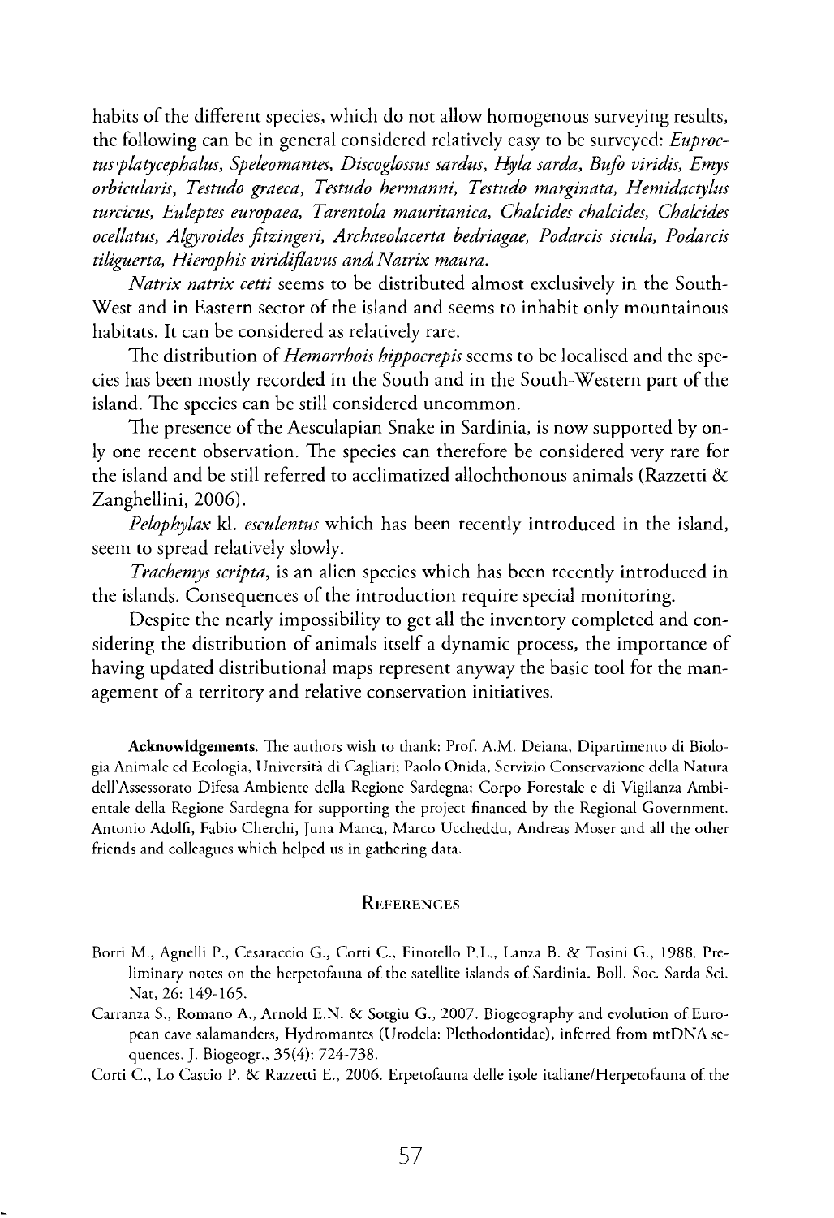habits of the different species, which do not allow homogenous surveying results, the following can be in general considered relatively easy to be surveyed: *Euproctus platycephalus, Speleomantes, Discoglossus sardus, Hyla sarda, Bufo viridis, Emys orbicularis, Testudo graeca, Testudo hermanni, Testudo marginata, Hemidactylus turcicus, Euleptes europaea, Tarentola mauritanica, Chalcides chalcides, Chalcides ocellatus, Algyroides fitzingeri, Archaeolacerta bedriagae, Podarcis sicula, Podarcis tiliguerta, Hierophis viridiflavus* and *Natrix maura*.

*Natrix natrix cetti* seems to be distributed almost exclusively in the South-West and in Eastern sector of the island and seems to inhabit only mountainous habitats. It can be considered as relatively rare.

The distribution of *Hemorrhois hippocrepis* seems to be localised and the species has been mostly recorded in the South and in the South-Western part of the island. The species can be still considered uncommon.

The presence of the Aesculapian Snake in Sardinia, is now supported by only one recent observation. The species can therefore be considered very rare for the island and be still referred to acclimatized allochthonous animals (Razzetti & Zanghellini, 2006).

*Pelophylax* kl. *esculentus* which has been recently introduced in the island, seem to spread relatively slowly.

*Trachemys scripta*, is an alien species which has been recently introduced in the islands. Consequences of the introduction require special monitoring.

Despite the nearly impossibility to get all the inventory completed and considering the distribution of animals itself a dynamic process, the importance of having updated distributional maps represent anyway the basic tool for the management of a territory and relative conservation initiatives.

**Acknowldgements.** The authors wish to thank: Prof. A.M. Deiana, Dipartimento di Biologia Animale ed Ecologia, Università di Cagliari; Paolo Onida, Servizio Conservazione della Natura dell'Assessorato Difesa Ambiente della Regione Sardegna; Corpo Forestale e di Vigilanza Ambientale della Regione Sardegna for supporting the project financed by the Regional Government. Antonio Adolfi, Fabio Cherchi, Juna Manca, Marco Uccheddu, Andreas Moser and all the other friends and colleagues which helped us in gathering data.

## References

Borri M., Agnelli P., Cesaraccio G., Corti C., Finotello P.L., Lanza B. & Tosini G., 1988. Preliminary notes on the herpetofauna of the satellite islands of Sardinia. Boll. Soc. Sarda Sci. Nat, 26: 149-165.

Carranza S., Romano A., Arnold E.N. & Sotgiu G., 2007. Biogeography and evolution of European cave salamanders, Hydromantes (Urodela: Plethodontidae), inferred from mtDNA sequences. J. Biogeogr., 35(4): 724-738.

Corti C., Lo Cascio P. & Razzetti E., 2006. Erpetofauna delle isole italiane/Herpetofauna of the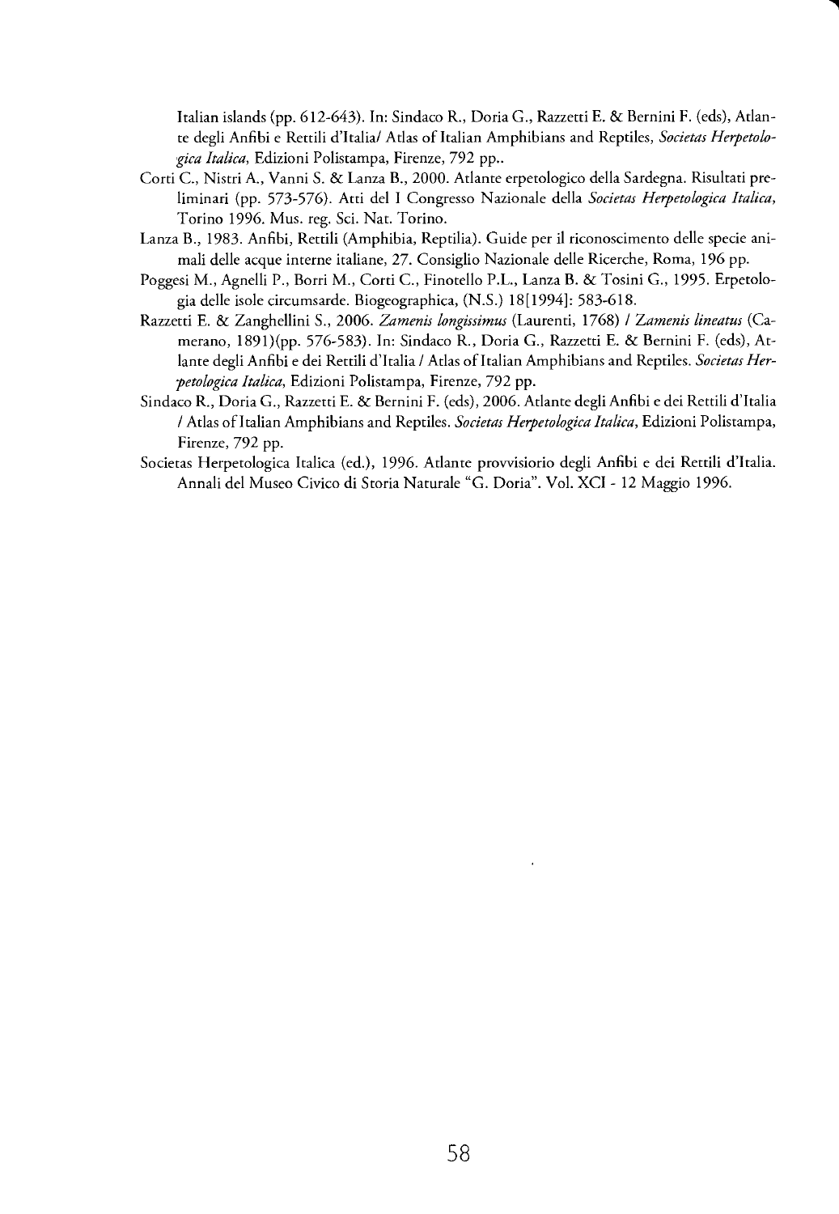Italian islands (pp. 612-643). In: Sindaco R., Doria G., Razzetti E. & Bernini F. (eds), Atlante degli Anfibi e Rettili d'Italia/ Atlas of Italian Amphibians and Reptiles, *Societas Herpetologica Italica*, Edizioni Polistampa, Firenze, 792 pp..

Corti C., Nistri A., Vanni S. & Lanza B., 2000. Atlante erpetologico della Sardegna. Risultati preliminari (pp. 573-576). Atti del I Congresso Nazionale della *Societas Herpetologica Italica*, Torino 1996. Mus. reg. Sci. Nat. Torino.

Lanza B., 1983. Anfibi, Rettili (Amphibia, Reptilia). Guide per il riconoscimento delle specie animali delle acque interne italiane, 27. Consiglio Nazionale delle Ricerche, Roma, 196 pp.

Poggesi M., Agnelli P., Borri M., Corti C., Finotello P.L., Lanza B. & Tosini G., 1995. Erpetologia delle isole circumsarde. Biogeographica, (N.S.) 18[1994]: 583-618.

Razzetti E. & Zanghellini S., 2006. *Zamenis longissimus* (Laurenti, 1768) / *Zamenis lineatus* (Camerano, 1891)(pp. 576-583). In: Sindaco R., Doria G., Razzetti E. & Bernini F. (eds), Atlante degli Anfibi e dei Rettili d'Italia / Atlas of Italian Amphibians and Reptiles. *Societas Herpetologica Italica*, Edizioni Polistampa, Firenze, 792 pp.

Sindaco R., Doria G., Razzetti E. & Bernini F. (eds), 2006. Atlante degli Anfibi e dei Rettili d'Italia / Atlas of Italian Amphibians and Reptiles. *Societas Herpetologica Italica*, Edizioni Polistampa, Firenze, 792 pp.

Societas Herpetologica Italica (ed.), 1996. Atlante provvisiorio degli Anfibi e dei Rettili d'Italia. Annali del Museo Civico di Storia Naturale "G. Doria". Vol. XCI - 12 Maggio 1996.